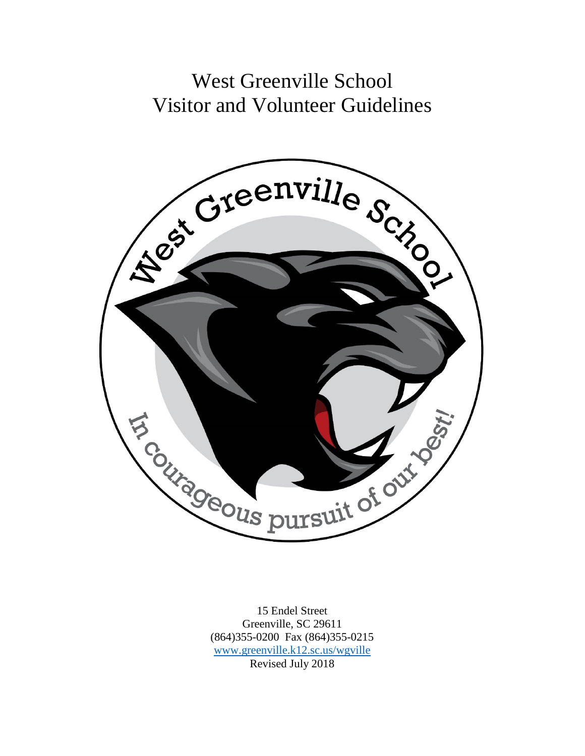# West Greenville School
# Visitor and Volunteer Guidelines

15 Endel Street
Greenville, SC 29611
(864)355-0200 Fax (864)355-0215
www.greenville.k12.sc.us/wgville
Revised July 2018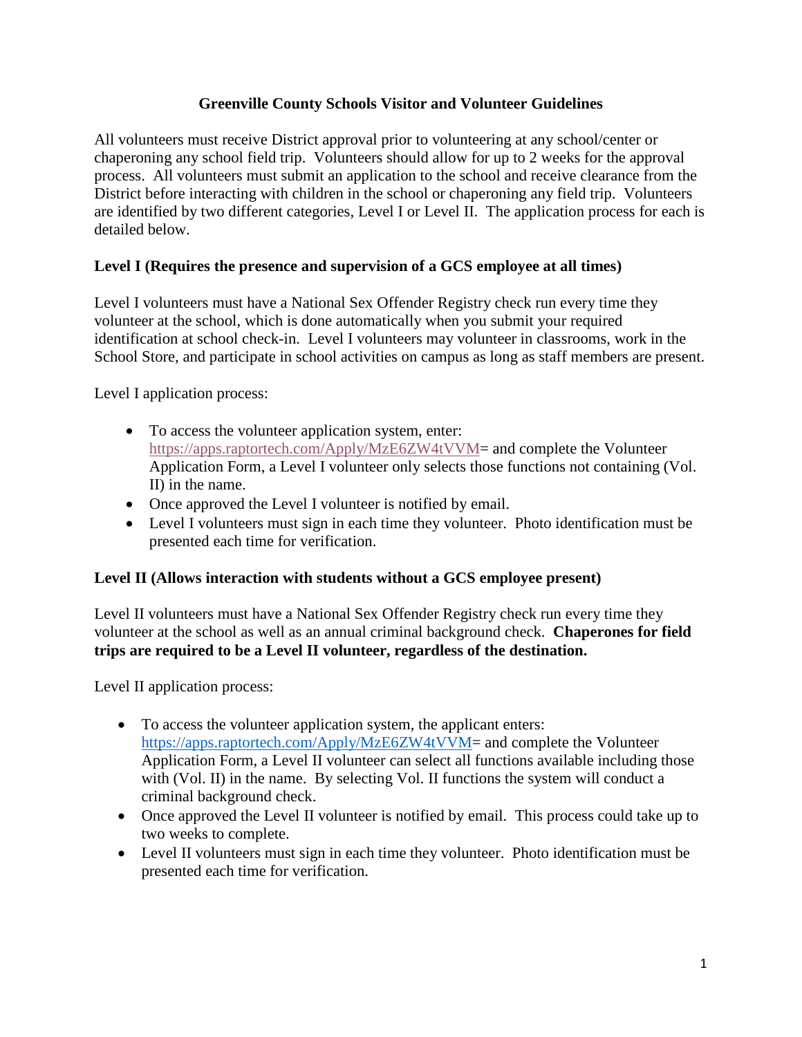# Greenville County Schools Visitor and Volunteer Guidelines

All volunteers must receive District approval prior to volunteering at any school/center or chaperoning any school field trip. Volunteers should allow for up to 2 weeks for the approval process. All volunteers must submit an application to the school and receive clearance from the District before interacting with children in the school or chaperoning any field trip. Volunteers are identified by two different categories, Level I or Level II. The application process for each is detailed below.

## Level I (Requires the presence and supervision of a GCS employee at all times)

Level I volunteers must have a National Sex Offender Registry check run every time they volunteer at the school, which is done automatically when you submit your required identification at school check-in. Level I volunteers may volunteer in classrooms, work in the School Store, and participate in school activities on campus as long as staff members are present.

Level I application process:

- To access the volunteer application system, enter: https://apps.raptortech.com/Apply/MzE6ZW4tVVM= and complete the Volunteer Application Form, a Level I volunteer only selects those functions not containing (Vol. II) in the name.
- Once approved the Level I volunteer is notified by email.
- Level I volunteers must sign in each time they volunteer. Photo identification must be presented each time for verification.

## Level II (Allows interaction with students without a GCS employee present)

Level II volunteers must have a National Sex Offender Registry check run every time they volunteer at the school as well as an annual criminal background check. **Chaperones for field trips are required to be a Level II volunteer, regardless of the destination.**

Level II application process:

- To access the volunteer application system, the applicant enters: https://apps.raptortech.com/Apply/MzE6ZW4tVVM= and complete the Volunteer Application Form, a Level II volunteer can select all functions available including those with (Vol. II) in the name. By selecting Vol. II functions the system will conduct a criminal background check.
- Once approved the Level II volunteer is notified by email. This process could take up to two weeks to complete.
- Level II volunteers must sign in each time they volunteer. Photo identification must be presented each time for verification.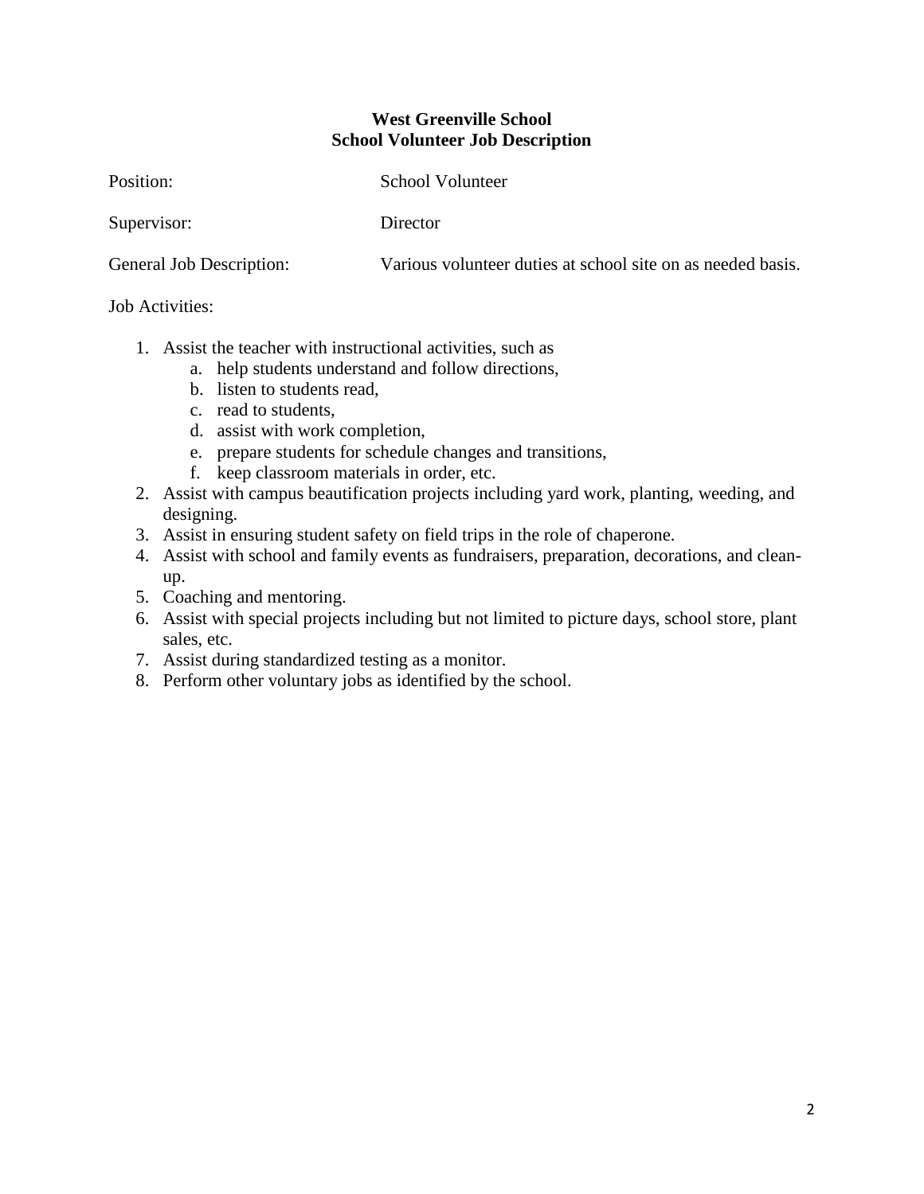**West Greenville School**
**School Volunteer Job Description**

Position: School Volunteer

Supervisor: Director

General Job Description: Various volunteer duties at school site on as needed basis.

Job Activities:

1. Assist the teacher with instructional activities, such as
   a. help students understand and follow directions,
   b. listen to students read,
   c. read to students,
   d. assist with work completion,
   e. prepare students for schedule changes and transitions,
   f. keep classroom materials in order, etc.
2. Assist with campus beautification projects including yard work, planting, weeding, and designing.
3. Assist in ensuring student safety on field trips in the role of chaperone.
4. Assist with school and family events as fundraisers, preparation, decorations, and clean-up.
5. Coaching and mentoring.
6. Assist with special projects including but not limited to picture days, school store, plant sales, etc.
7. Assist during standardized testing as a monitor.
8. Perform other voluntary jobs as identified by the school.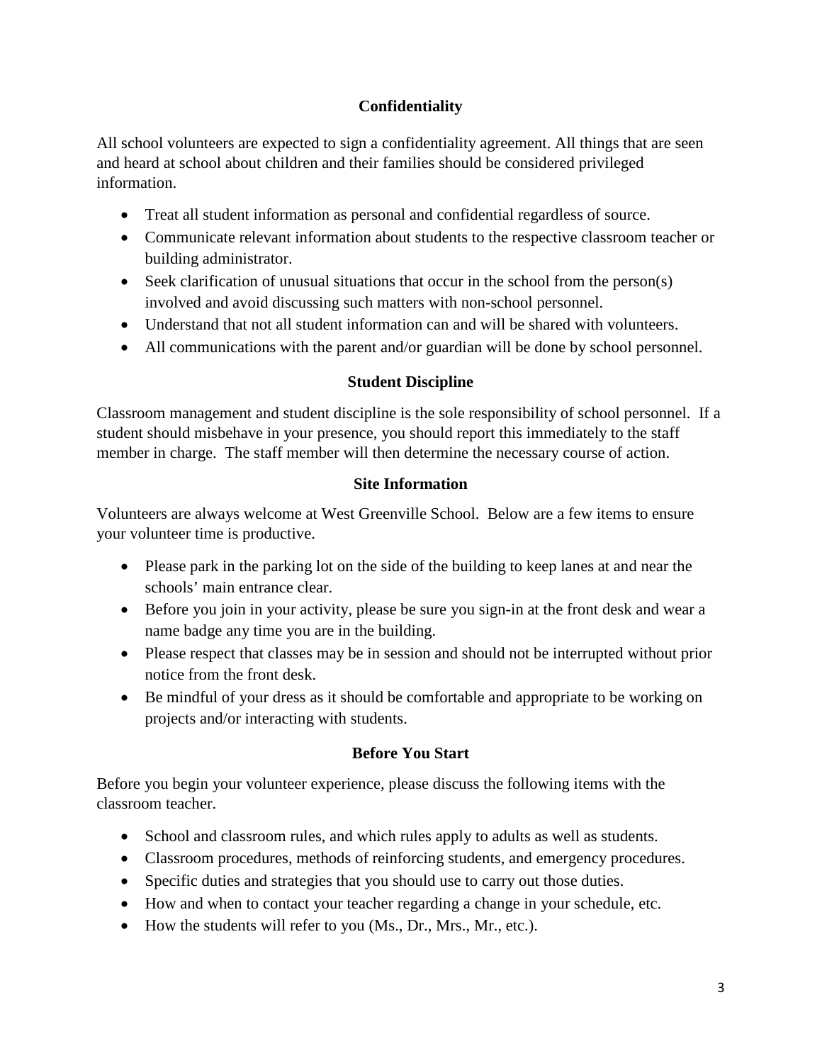## Confidentiality

All school volunteers are expected to sign a confidentiality agreement. All things that are seen and heard at school about children and their families should be considered privileged information.

- Treat all student information as personal and confidential regardless of source.
- Communicate relevant information about students to the respective classroom teacher or building administrator.
- Seek clarification of unusual situations that occur in the school from the person(s) involved and avoid discussing such matters with non-school personnel.
- Understand that not all student information can and will be shared with volunteers.
- All communications with the parent and/or guardian will be done by school personnel.

## Student Discipline

Classroom management and student discipline is the sole responsibility of school personnel. If a student should misbehave in your presence, you should report this immediately to the staff member in charge. The staff member will then determine the necessary course of action.

## Site Information

Volunteers are always welcome at West Greenville School. Below are a few items to ensure your volunteer time is productive.

- Please park in the parking lot on the side of the building to keep lanes at and near the schools' main entrance clear.
- Before you join in your activity, please be sure you sign-in at the front desk and wear a name badge any time you are in the building.
- Please respect that classes may be in session and should not be interrupted without prior notice from the front desk.
- Be mindful of your dress as it should be comfortable and appropriate to be working on projects and/or interacting with students.

## Before You Start

Before you begin your volunteer experience, please discuss the following items with the classroom teacher.

- School and classroom rules, and which rules apply to adults as well as students.
- Classroom procedures, methods of reinforcing students, and emergency procedures.
- Specific duties and strategies that you should use to carry out those duties.
- How and when to contact your teacher regarding a change in your schedule, etc.
- How the students will refer to you (Ms., Dr., Mrs., Mr., etc.).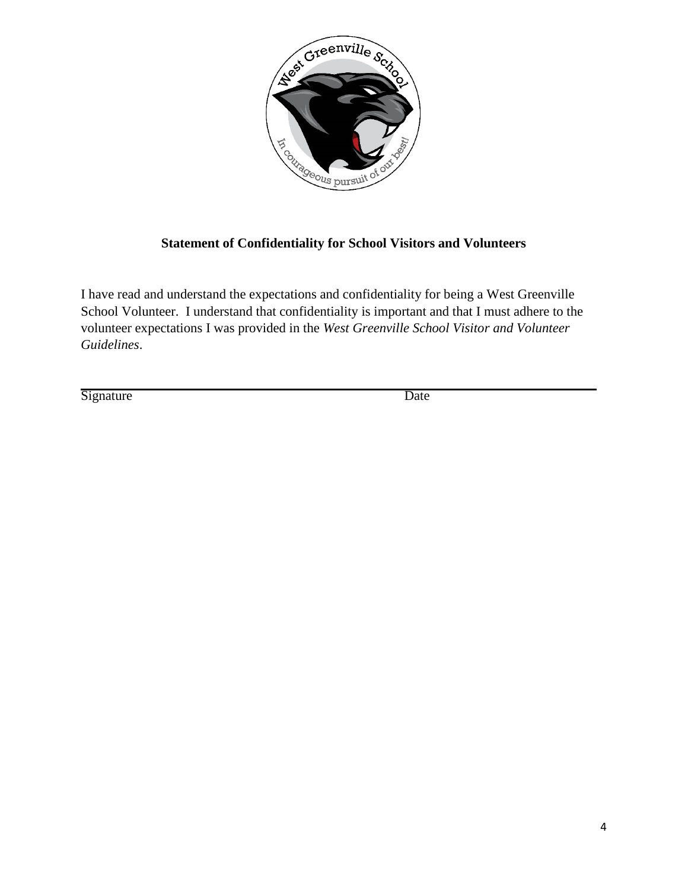**Statement of Confidentiality for School Visitors and Volunteers**

I have read and understand the expectations and confidentiality for being a West Greenville School Volunteer. I understand that confidentiality is important and that I must adhere to the volunteer expectations I was provided in the *West Greenville School Visitor and Volunteer Guidelines*.

Signature Date